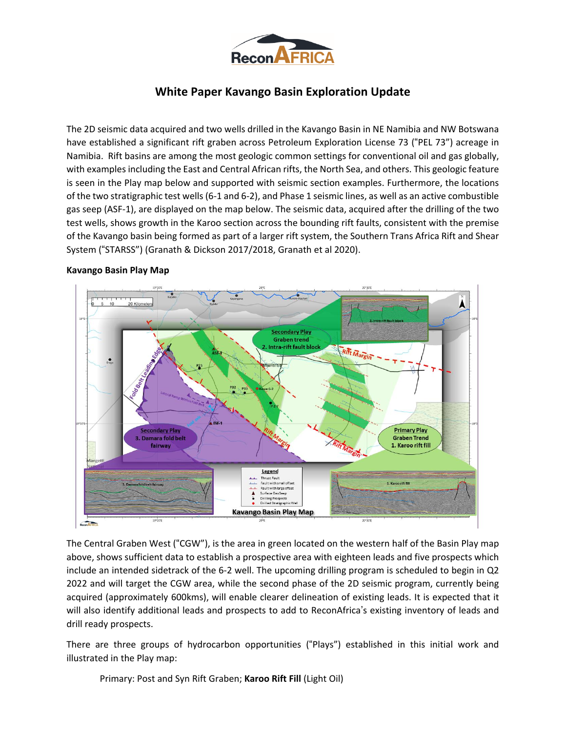# White Paper Kavango Basin Exploration Update

The 2D seismic data acquired and two wells drilled in the Kavango Basin in NE Namibia and NW Botswana have established a significant rift graben across Petroleum Exploration License 73 ("PEL 73") acreage in Namibia. Rift basins are among the most geologic common settings for conventional oil and gas globally, with examples including the East and Central African rifts, the North Sea, and others. This geologic feature is seen in the Play map below and supported with seismic section examples. Furthermore, the locations of the two stratigraphic test wells (6-1 and 6-2), and Phase 1 seismic lines, as well as an active combustible gas seep (ASF-1), are displayed on the map below. The seismic data, acquired after the drilling of the two test wells, shows growth in the Karoo section across the bounding rift faults, consistent with the premise of the Kavango basin being formed as part of a larger rift system, the Southern Trans Africa Rift and Shear System ("STARSS") (Granath & Dickson 2017/2018, Granath et al 2020).

**Kavango Basin Play Map**

The Central Graben West ("CGW"), is the area in green located on the western half of the Basin Play map above, shows sufficient data to establish a prospective area with eighteen leads and five prospects which include an intended sidetrack of the 6-2 well. The upcoming drilling program is scheduled to begin in Q2 2022 and will target the CGW area, while the second phase of the 2D seismic program, currently being acquired (approximately 600kms), will enable clearer delineation of existing leads. It is expected that it will also identify additional leads and prospects to add to ReconAfrica's existing inventory of leads and drill ready prospects.

There are three groups of hydrocarbon opportunities ("Plays") established in this initial work and illustrated in the Play map:

Primary: Post and Syn Rift Graben; **Karoo Rift Fill** (Light Oil)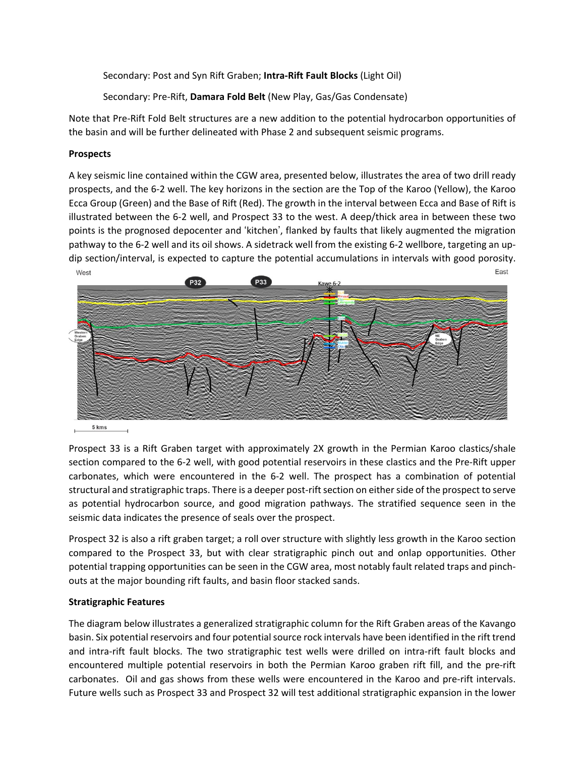Secondary: Post and Syn Rift Graben; **Intra-Rift Fault Blocks** (Light Oil)

Secondary: Pre-Rift, **Damara Fold Belt** (New Play, Gas/Gas Condensate)

Note that Pre-Rift Fold Belt structures are a new addition to the potential hydrocarbon opportunities of the basin and will be further delineated with Phase 2 and subsequent seismic programs.

**Prospects**

A key seismic line contained within the CGW area, presented below, illustrates the area of two drill ready prospects, and the 6-2 well. The key horizons in the section are the Top of the Karoo (Yellow), the Karoo Ecca Group (Green) and the Base of Rift (Red). The growth in the interval between Ecca and Base of Rift is illustrated between the 6-2 well, and Prospect 33 to the west. A deep/thick area in between these two points is the prognosed depocenter and 'kitchen', flanked by faults that likely augmented the migration pathway to the 6-2 well and its oil shows. A sidetrack well from the existing 6-2 wellbore, targeting an up-dip section/interval, is expected to capture the potential accumulations in intervals with good porosity.

Prospect 33 is a Rift Graben target with approximately 2X growth in the Permian Karoo clastics/shale section compared to the 6-2 well, with good potential reservoirs in these clastics and the Pre-Rift upper carbonates, which were encountered in the 6-2 well. The prospect has a combination of potential structural and stratigraphic traps. There is a deeper post-rift section on either side of the prospect to serve as potential hydrocarbon source, and good migration pathways. The stratified sequence seen in the seismic data indicates the presence of seals over the prospect.

Prospect 32 is also a rift graben target; a roll over structure with slightly less growth in the Karoo section compared to the Prospect 33, but with clear stratigraphic pinch out and onlap opportunities. Other potential trapping opportunities can be seen in the CGW area, most notably fault related traps and pinch-outs at the major bounding rift faults, and basin floor stacked sands.

**Stratigraphic Features**

The diagram below illustrates a generalized stratigraphic column for the Rift Graben areas of the Kavango basin. Six potential reservoirs and four potential source rock intervals have been identified in the rift trend and intra-rift fault blocks. The two stratigraphic test wells were drilled on intra-rift fault blocks and encountered multiple potential reservoirs in both the Permian Karoo graben rift fill, and the pre-rift carbonates. Oil and gas shows from these wells were encountered in the Karoo and pre-rift intervals. Future wells such as Prospect 33 and Prospect 32 will test additional stratigraphic expansion in the lower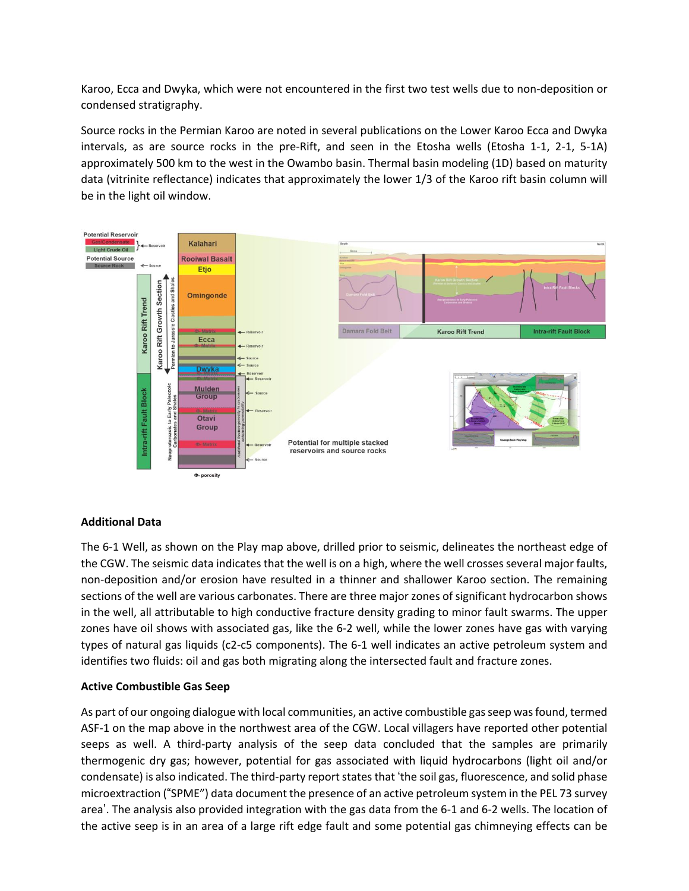Karoo, Ecca and Dwyka, which were not encountered in the first two test wells due to non-deposition or condensed stratigraphy.

Source rocks in the Permian Karoo are noted in several publications on the Lower Karoo Ecca and Dwyka intervals, as are source rocks in the pre-Rift, and seen in the Etosha wells (Etosha 1-1, 2-1, 5-1A) approximately 500 km to the west in the Owambo basin. Thermal basin modeling (1D) based on maturity data (vitrinite reflectance) indicates that approximately the lower 1/3 of the Karoo rift basin column will be in the light oil window.

### Additional Data

The 6-1 Well, as shown on the Play map above, drilled prior to seismic, delineates the northeast edge of the CGW. The seismic data indicates that the well is on a high, where the well crosses several major faults, non-deposition and/or erosion have resulted in a thinner and shallower Karoo section. The remaining sections of the well are various carbonates. There are three major zones of significant hydrocarbon shows in the well, all attributable to high conductive fracture density grading to minor fault swarms. The upper zones have oil shows with associated gas, like the 6-2 well, while the lower zones have gas with varying types of natural gas liquids (c2-c5 components). The 6-1 well indicates an active petroleum system and identifies two fluids: oil and gas both migrating along the intersected fault and fracture zones.

### Active Combustible Gas Seep

As part of our ongoing dialogue with local communities, an active combustible gas seep was found, termed ASF-1 on the map above in the northwest area of the CGW. Local villagers have reported other potential seeps as well. A third-party analysis of the seep data concluded that the samples are primarily thermogenic dry gas; however, potential for gas associated with liquid hydrocarbons (light oil and/or condensate) is also indicated. The third-party report states that 'the soil gas, fluorescence, and solid phase microextraction ("SPME") data document the presence of an active petroleum system in the PEL 73 survey area'. The analysis also provided integration with the gas data from the 6-1 and 6-2 wells. The location of the active seep is in an area of a large rift edge fault and some potential gas chimneying effects can be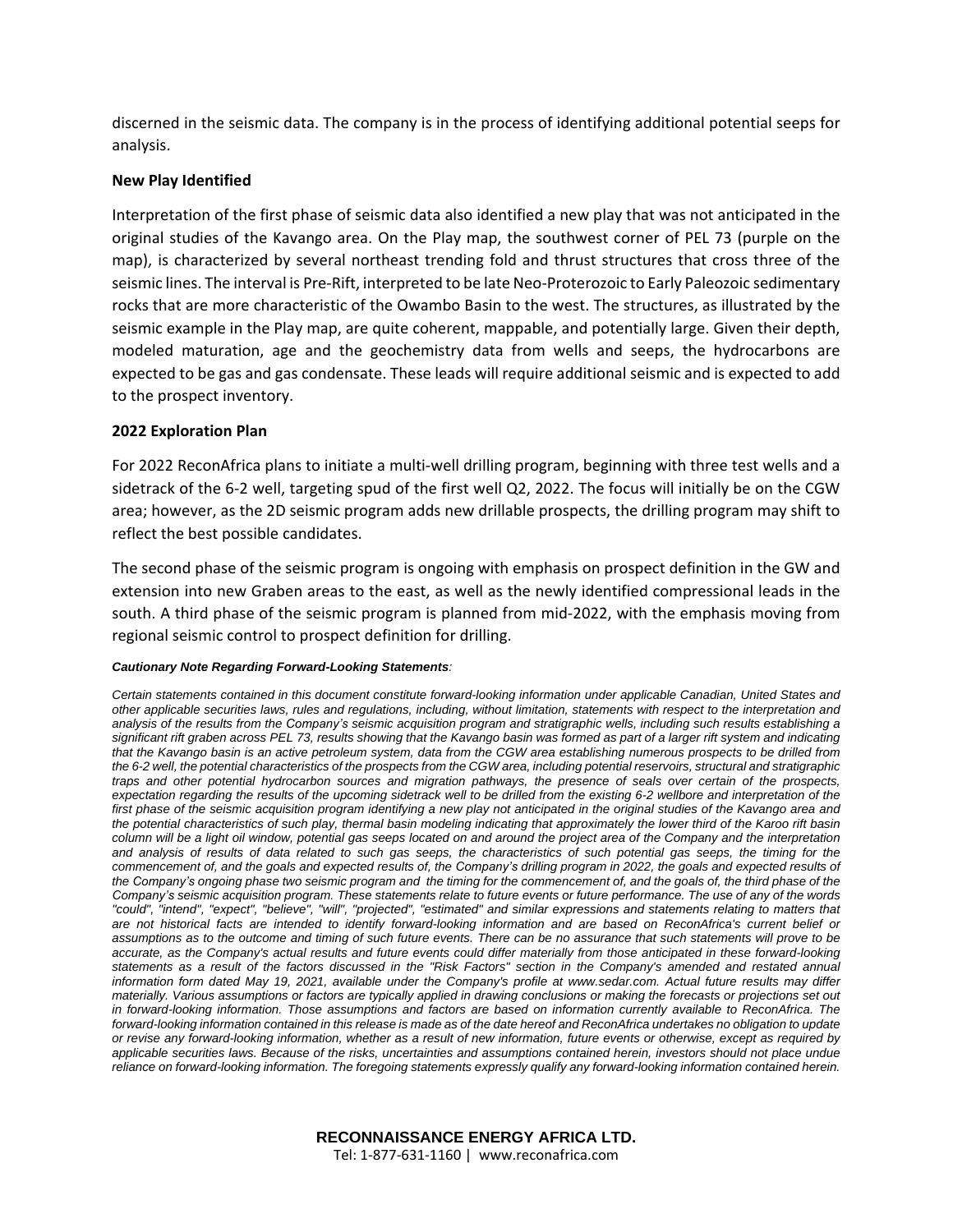discerned in the seismic data. The company is in the process of identifying additional potential seeps for analysis.

**New Play Identified**

Interpretation of the first phase of seismic data also identified a new play that was not anticipated in the original studies of the Kavango area. On the Play map, the southwest corner of PEL 73 (purple on the map), is characterized by several northeast trending fold and thrust structures that cross three of the seismic lines. The interval is Pre-Rift, interpreted to be late Neo-Proterozoic to Early Paleozoic sedimentary rocks that are more characteristic of the Owambo Basin to the west. The structures, as illustrated by the seismic example in the Play map, are quite coherent, mappable, and potentially large. Given their depth, modeled maturation, age and the geochemistry data from wells and seeps, the hydrocarbons are expected to be gas and gas condensate. These leads will require additional seismic and is expected to add to the prospect inventory.

**2022 Exploration Plan**

For 2022 ReconAfrica plans to initiate a multi-well drilling program, beginning with three test wells and a sidetrack of the 6-2 well, targeting spud of the first well Q2, 2022. The focus will initially be on the CGW area; however, as the 2D seismic program adds new drillable prospects, the drilling program may shift to reflect the best possible candidates.

The second phase of the seismic program is ongoing with emphasis on prospect definition in the GW and extension into new Graben areas to the east, as well as the newly identified compressional leads in the south. A third phase of the seismic program is planned from mid-2022, with the emphasis moving from regional seismic control to prospect definition for drilling.

***Cautionary Note Regarding Forward-Looking Statements*:**

*Certain statements contained in this document constitute forward-looking information under applicable Canadian, United States and other applicable securities laws, rules and regulations, including, without limitation, statements with respect to the interpretation and analysis of the results from the Company's seismic acquisition program and stratigraphic wells, including such results establishing a significant rift graben across PEL 73, results showing that the Kavango basin was formed as part of a larger rift system and indicating that the Kavango basin is an active petroleum system, data from the CGW area establishing numerous prospects to be drilled from the 6-2 well, the potential characteristics of the prospects from the CGW area, including potential reservoirs, structural and stratigraphic traps and other potential hydrocarbon sources and migration pathways, the presence of seals over certain of the prospects, expectation regarding the results of the upcoming sidetrack well to be drilled from the existing 6-2 wellbore and interpretation of the first phase of the seismic acquisition program identifying a new play not anticipated in the original studies of the Kavango area and the potential characteristics of such play, thermal basin modeling indicating that approximately the lower third of the Karoo rift basin column will be a light oil window, potential gas seeps located on and around the project area of the Company and the interpretation and analysis of results of data related to such gas seeps, the characteristics of such potential gas seeps, the timing for the commencement of, and the goals and expected results of, the Company's drilling program in 2022, the goals and expected results of the Company's ongoing phase two seismic program and the timing for the commencement of, and the goals of, the third phase of the Company's seismic acquisition program. These statements relate to future events or future performance. The use of any of the words "could", "intend", "expect", "believe", "will", "projected", "estimated" and similar expressions and statements relating to matters that are not historical facts are intended to identify forward-looking information and are based on ReconAfrica's current belief or assumptions as to the outcome and timing of such future events. There can be no assurance that such statements will prove to be accurate, as the Company's actual results and future events could differ materially from those anticipated in these forward-looking statements as a result of the factors discussed in the "Risk Factors" section in the Company's amended and restated annual information form dated May 19, 2021, available under the Company's profile at www.sedar.com. Actual future results may differ materially. Various assumptions or factors are typically applied in drawing conclusions or making the forecasts or projections set out in forward-looking information. Those assumptions and factors are based on information currently available to ReconAfrica. The forward-looking information contained in this release is made as of the date hereof and ReconAfrica undertakes no obligation to update or revise any forward-looking information, whether as a result of new information, future events or otherwise, except as required by applicable securities laws. Because of the risks, uncertainties and assumptions contained herein, investors should not place undue reliance on forward-looking information. The foregoing statements expressly qualify any forward-looking information contained herein.*

**RECONNAISSANCE ENERGY AFRICA LTD.**
Tel: 1-877-631-1160 | www.reconafrica.com